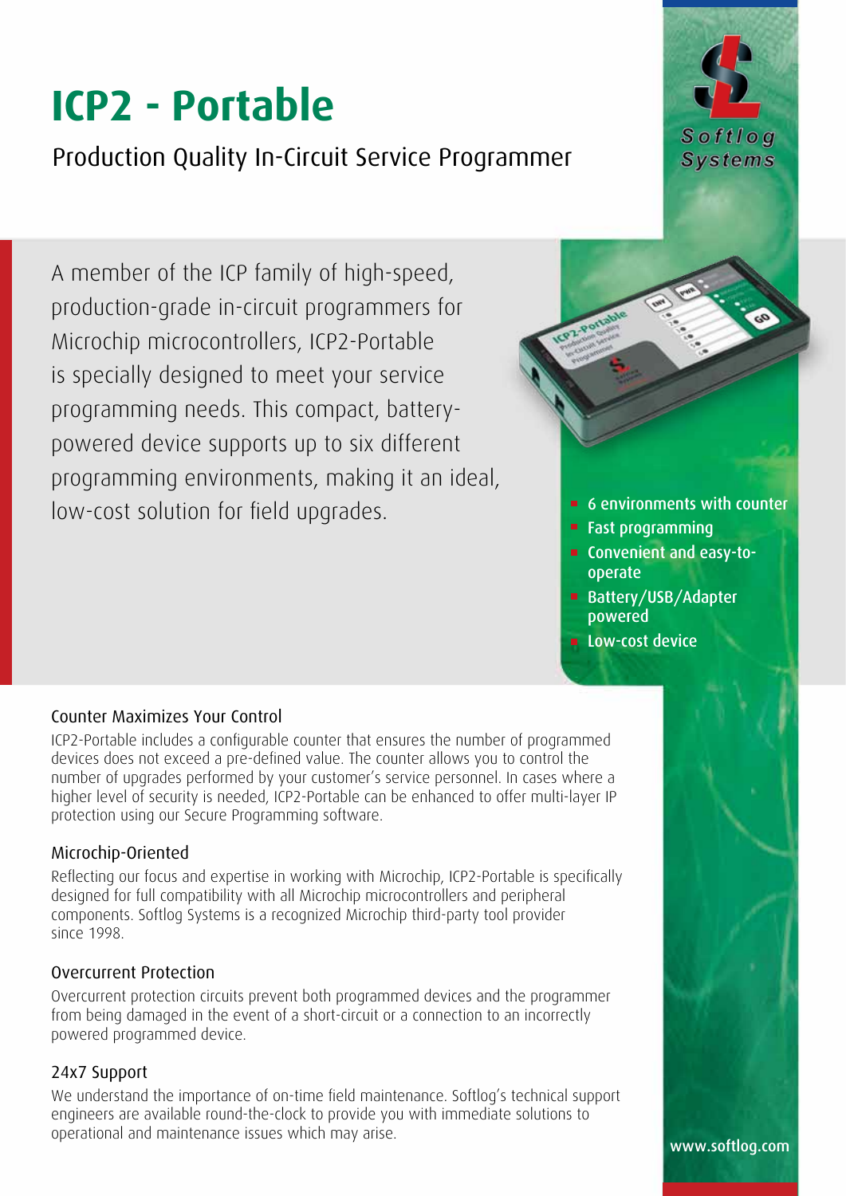# ICP2 - Portable

## Production Quality In-Circuit Service Programmer

Softlog Systems

A member of the ICP family of high-speed, production-grade in-circuit programmers for Microchip microcontrollers, ICP2-Portable is specially designed to meet your service programming needs. This compact, battery-powered device supports up to six different programming environments, making it an ideal, low-cost solution for field upgrades.

- 6 environments with counter
- Fast programming
- Convenient and easy-to-operate
- Battery/USB/Adapter powered
- Low-cost device

### Counter Maximizes Your Control

ICP2-Portable includes a configurable counter that ensures the number of programmed devices does not exceed a pre-defined value. The counter allows you to control the number of upgrades performed by your customer's service personnel. In cases where a higher level of security is needed, ICP2-Portable can be enhanced to offer multi-layer IP protection using our Secure Programming software.

### Microchip-Oriented

Reflecting our focus and expertise in working with Microchip, ICP2-Portable is specifically designed for full compatibility with all Microchip microcontrollers and peripheral components. Softlog Systems is a recognized Microchip third-party tool provider since 1998.

### Overcurrent Protection

Overcurrent protection circuits prevent both programmed devices and the programmer from being damaged in the event of a short-circuit or a connection to an incorrectly powered programmed device.

### 24x7 Support

We understand the importance of on-time field maintenance. Softlog's technical support engineers are available round-the-clock to provide you with immediate solutions to operational and maintenance issues which may arise.

www.softlog.com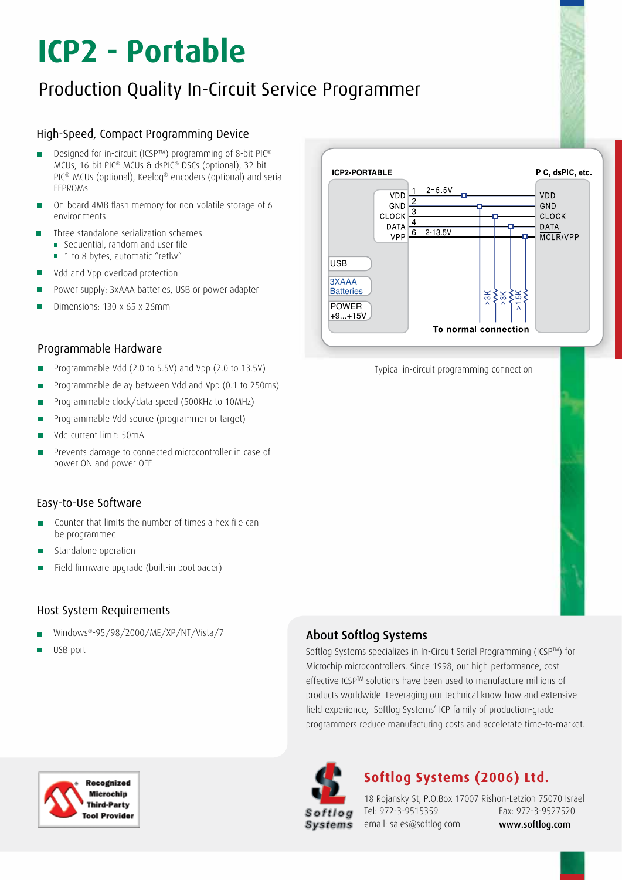# ICP2 - Portable

## Production Quality In-Circuit Service Programmer

### High-Speed, Compact Programming Device

- Designed for in-circuit (ICSP™) programming of 8-bit PIC® MCUs, 16-bit PIC® MCUs & dsPIC® DSCs (optional), 32-bit PIC® MCUs (optional), Keeloq® encoders (optional) and serial EEPROMs
- On-board 4MB flash memory for non-volatile storage of 6 environments
- Three standalone serialization schemes:
  - Sequential, random and user file
  - 1 to 8 bytes, automatic "retlw"
- Vdd and Vpp overload protection
- Power supply: 3xAAA batteries, USB or power adapter
- Dimensions: 130 x 65 x 26mm

ICP2-PORTABLE

PIC, dsPIC, etc.

VDD
GND
CLOCK
DATA
VPP

1 2-5.5V
2
3
4
6 2-13.5V

VDD
GND
CLOCK
DATA
MCLR/VPP

USB
3XAAA Batteries
POWER +9...+15V

>3K
>3K
>1.5K

To normal connection

Typical in-circuit programming connection

### Programmable Hardware

- Programmable Vdd (2.0 to 5.5V) and Vpp (2.0 to 13.5V)
- Programmable delay between Vdd and Vpp (0.1 to 250ms)
- Programmable clock/data speed (500KHz to 10MHz)
- Programmable Vdd source (programmer or target)
- Vdd current limit: 50mA
- Prevents damage to connected microcontroller in case of power ON and power OFF

### Easy-to-Use Software

- Counter that limits the number of times a hex file can be programmed
- Standalone operation
- Field firmware upgrade (built-in bootloader)

### Host System Requirements

- Windows®-95/98/2000/ME/XP/NT/Vista/7
- USB port

### About Softlog Systems

Softlog Systems specializes in In-Circuit Serial Programming (ICSP™) for Microchip microcontrollers. Since 1998, our high-performance, cost-effective ICSP™ solutions have been used to manufacture millions of products worldwide. Leveraging our technical know-how and extensive field experience, Softlog Systems' ICP family of production-grade programmers reduce manufacturing costs and accelerate time-to-market.

Recognized Microchip Third-Party Tool Provider

Softlog Systems

## Softlog Systems (2006) Ltd.

18 Rojansky St, P.O.Box 17007 Rishon-Letzion 75070 Israel
Tel: 972-3-9515359 Fax: 972-3-9527520
email: sales@softlog.com **www.softlog.com**